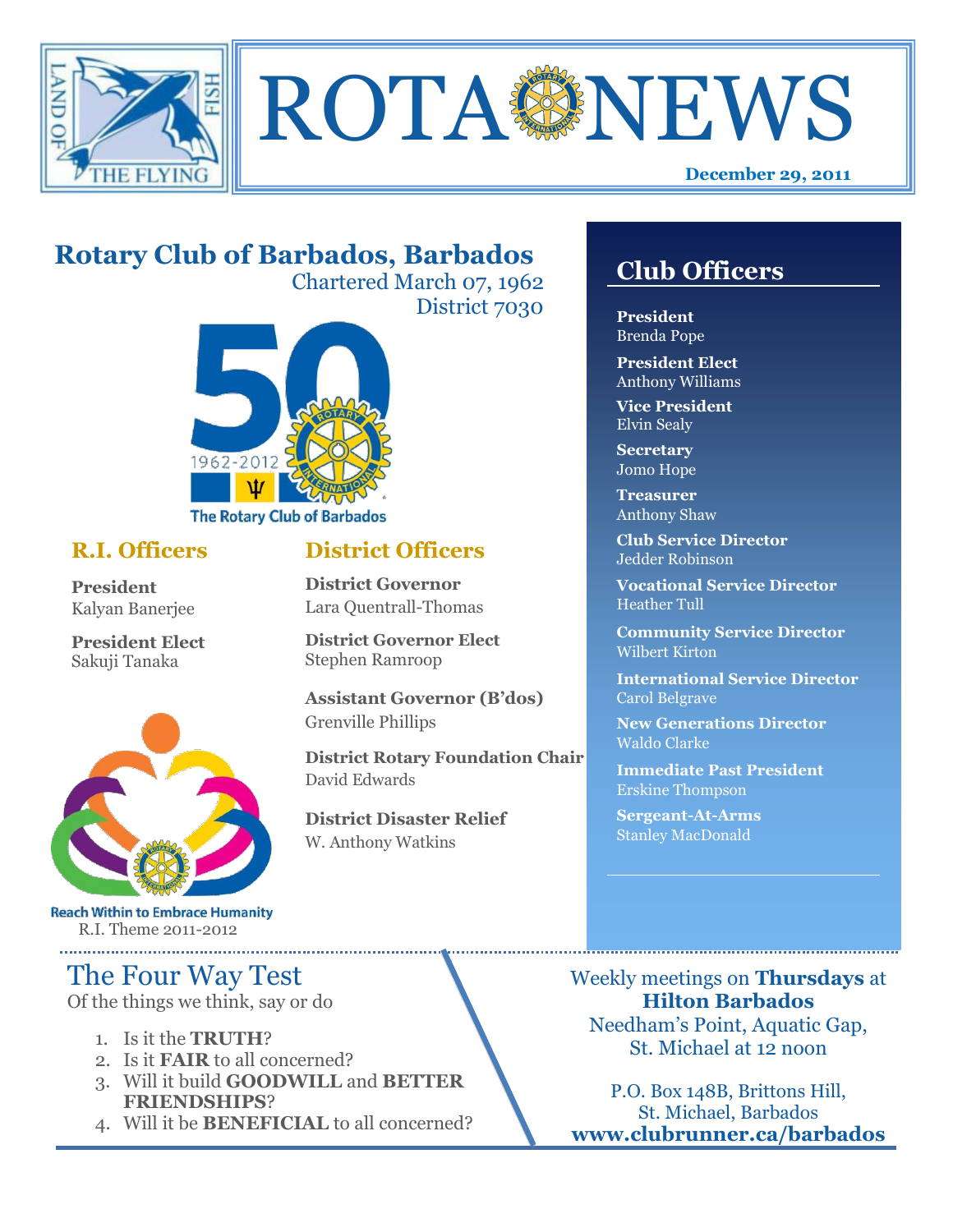# ROTA NEWS

**December 29, 2011**

## Rotary Club of Barbados, Barbados

Chartered March 07, 1962
District 7030

1962-2012
The Rotary Club of Barbados

### R.I. Officers

**President**
Kalyan Banerjee

**President Elect**
Sakuji Tanaka

Reach Within to Embrace Humanity
R.I. Theme 2011-2012

### District Officers

**District Governor**
Lara Quentrall-Thomas

**District Governor Elect**
Stephen Ramroop

**Assistant Governor (B'dos)**
Grenville Phillips

**District Rotary Foundation Chair**
David Edwards

**District Disaster Relief**
W. Anthony Watkins

## Club Officers

**President**
Brenda Pope

**President Elect**
Anthony Williams

**Vice President**
Elvin Sealy

**Secretary**
Jomo Hope

**Treasurer**
Anthony Shaw

**Club Service Director**
Jedder Robinson

**Vocational Service Director**
Heather Tull

**Community Service Director**
Wilbert Kirton

**International Service Director**
Carol Belgrave

**New Generations Director**
Waldo Clarke

**Immediate Past President**
Erskine Thompson

**Sergeant-At-Arms**
Stanley MacDonald

## The Four Way Test

Of the things we think, say or do

1. Is it the **TRUTH**?
2. Is it **FAIR** to all concerned?
3. Will it build **GOODWILL** and **BETTER FRIENDSHIPS**?
4. Will it be **BENEFICIAL** to all concerned?

Weekly meetings on **Thursdays** at **Hilton Barbados**
Needham's Point, Aquatic Gap,
St. Michael at 12 noon

P.O. Box 148B, Brittons Hill,
St. Michael, Barbados
**www.clubrunner.ca/barbados**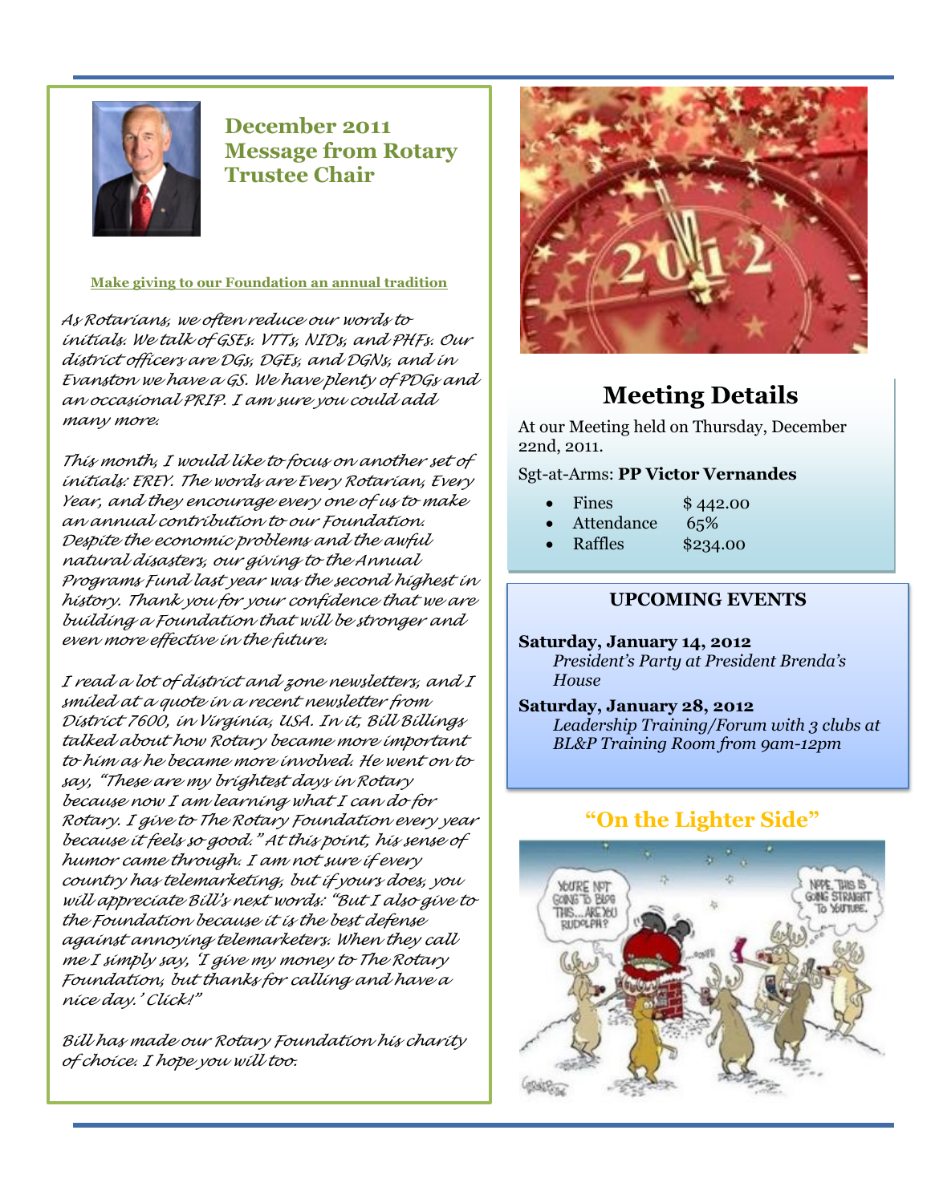## December 2011 Message from Rotary Trustee Chair

**Make giving to our Foundation an annual tradition**

*As Rotarians, we often reduce our words to initials. We talk of GSEs. VTTs, NIDs, and PHFs. Our district officers are DGs, DGEs, and DGNs, and in Evanston we have a GS. We have plenty of PDGs and an occasional PRIP. I am sure you could add many more.*

*This month, I would like to focus on another set of initials: EREY. The words are Every Rotarian, Every Year, and they encourage every one of us to make an annual contribution to our Foundation. Despite the economic problems and the awful natural disasters, our giving to the Annual Programs Fund last year was the second highest in history. Thank you for your confidence that we are building a Foundation that will be stronger and even more effective in the future.*

*I read a lot of district and zone newsletters, and I smiled at a quote in a recent newsletter from District 7600, in Virginia, USA. In it, Bill Billings talked about how Rotary became more important to him as he became more involved. He went on to say, "These are my brightest days in Rotary because now I am learning what I can do for Rotary. I give to The Rotary Foundation every year because it feels so good." At this point, his sense of humor came through. I am not sure if every country has telemarketing, but if yours does, you will appreciate Bill's next words: "But I also give to the Foundation because it is the best defense against annoying telemarketers. When they call me I simply say, 'I give my money to The Rotary Foundation, but thanks for calling and have a nice day.' Click!"*

*Bill has made our Rotary Foundation his charity of choice. I hope you will too.*

## Meeting Details

At our Meeting held on Thursday, December 22nd, 2011.

Sgt-at-Arms: **PP Victor Vernandes**

- Fines $ 442.00
- Attendance 65%
- Raffles $234.00

### UPCOMING EVENTS

**Saturday, January 14, 2012**
*President's Party at President Brenda's House*

**Saturday, January 28, 2012**
*Leadership Training/Forum with 3 clubs at BL&P Training Room from 9am-12pm*

## "On the Lighter Side"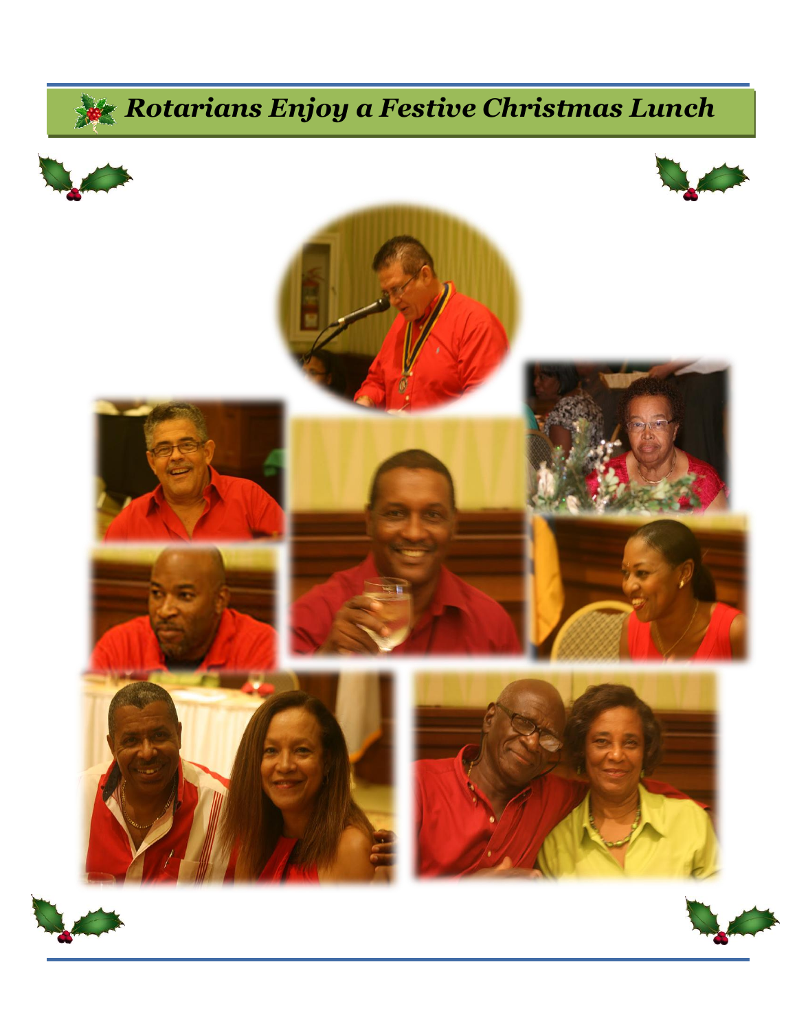# Rotarians Enjoy a Festive Christmas Lunch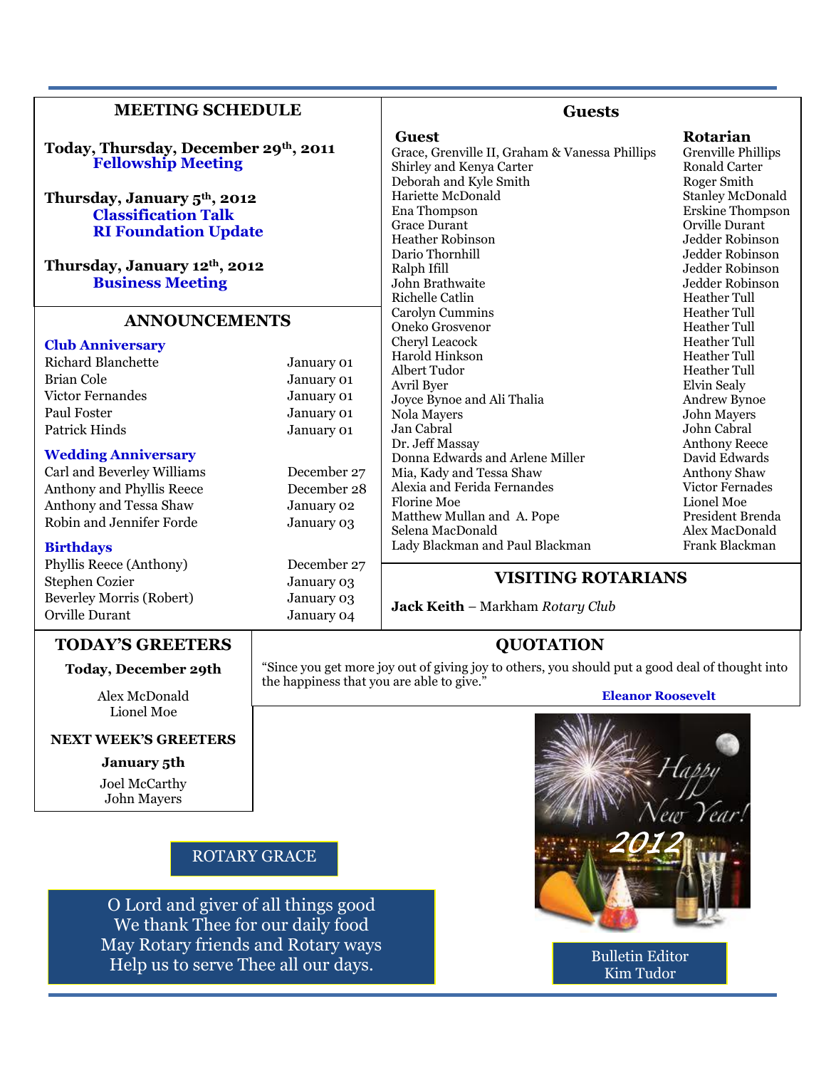## MEETING SCHEDULE

**Today, Thursday, December 29th, 2011**
**Fellowship Meeting**

**Thursday, January 5th, 2012**
**Classification Talk**
**RI Foundation Update**

**Thursday, January 12th, 2012**
**Business Meeting**

## ANNOUNCEMENTS

### Club Anniversary

| | |
|---|---|
| Richard Blanchette | January 01 |
| Brian Cole | January 01 |
| Victor Fernandes | January 01 |
| Paul Foster | January 01 |
| Patrick Hinds | January 01 |

### Wedding Anniversary

| | |
|---|---|
| Carl and Beverley Williams | December 27 |
| Anthony and Phyllis Reece | December 28 |
| Anthony and Tessa Shaw | January 02 |
| Robin and Jennifer Forde | January 03 |

### Birthdays

| | |
|---|---|
| Phyllis Reece (Anthony) | December 27 |
| Stephen Cozier | January 03 |
| Beverley Morris (Robert) | January 03 |
| Orville Durant | January 04 |

## Guests

| Guest | Rotarian |
|---|---|
| Grace, Grenville II, Graham & Vanessa Phillips | Grenville Phillips |
| Shirley and Kenya Carter | Ronald Carter |
| Deborah and Kyle Smith | Roger Smith |
| Hariette McDonald | Stanley McDonald |
| Ena Thompson | Erskine Thompson |
| Grace Durant | Orville Durant |
| Heather Robinson | Jedder Robinson |
| Dario Thornhill | Jedder Robinson |
| Ralph Ifill | Jedder Robinson |
| John Brathwaite | Jedder Robinson |
| Richelle Catlin | Heather Tull |
| Carolyn Cummins | Heather Tull |
| Oneko Grosvenor | Heather Tull |
| Cheryl Leacock | Heather Tull |
| Harold Hinkson | Heather Tull |
| Albert Tudor | Heather Tull |
| Avril Byer | Elvin Sealy |
| Joyce Bynoe and Ali Thalia | Andrew Bynoe |
| Nola Mayers | John Mayers |
| Jan Cabral | John Cabral |
| Dr. Jeff Massay | Anthony Reece |
| Donna Edwards and Arlene Miller | David Edwards |
| Mia, Kady and Tessa Shaw | Anthony Shaw |
| Alexia and Ferida Fernandes | Victor Fernades |
| Florine Moe | Lionel Moe |
| Matthew Mullan and A. Pope | President Brenda |
| Selena MacDonald | Alex MacDonald |
| Lady Blackman and Paul Blackman | Frank Blackman |

## VISITING ROTARIANS

**Jack Keith** – Markham *Rotary Club*

## TODAY'S GREETERS

**Today, December 29th**

Alex McDonald
Lionel Moe

## NEXT WEEK'S GREETERS

**January 5th**

Joel McCarthy
John Mayers

## QUOTATION

"Since you get more joy out of giving joy to others, you should put a good deal of thought into the happiness that you are able to give."

**Eleanor Roosevelt**

Happy New Year! 2012

ROTARY GRACE

O Lord and giver of all things good
We thank Thee for our daily food
May Rotary friends and Rotary ways
Help us to serve Thee all our days.

Bulletin Editor
Kim Tudor